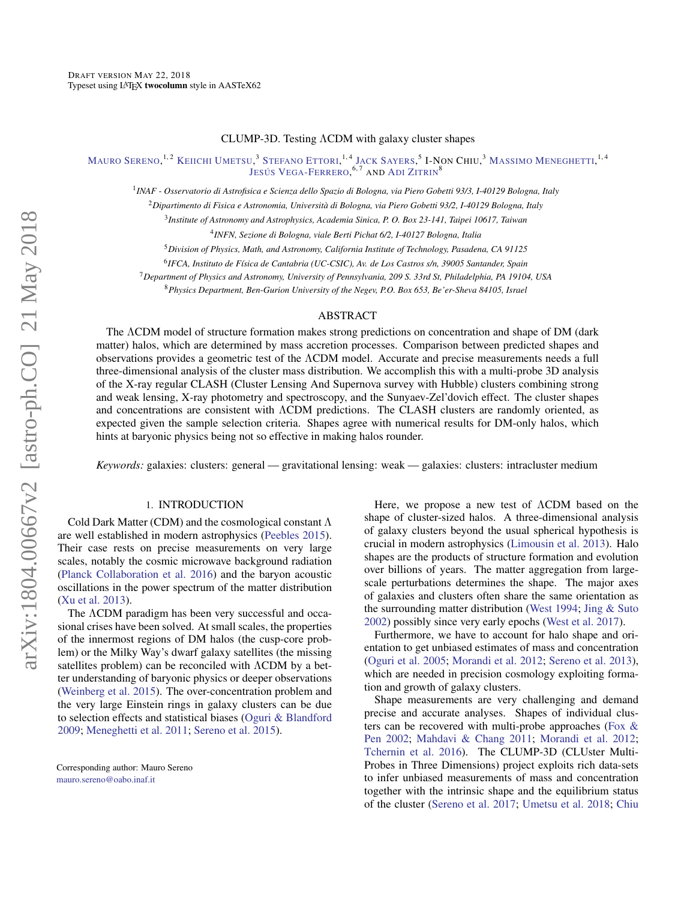# CLUMP-3D. Testing ΛCDM with galaxy cluster shapes

Mauro Sereno,[1,2] Keiichi Umetsu,[3] Stefano Ettori,[1,4] Jack Sayers,[5] I-Non Chiu,[3] Massimo Meneghetti,[1,4] Jesús Vega-Ferrero,[6,7] and Adi Zitrin[8]

[1] INAF - Osservatorio di Astrofisica e Scienza dello Spazio di Bologna, via Piero Gobetti 93/3, I-40129 Bologna, Italy

[2] Dipartimento di Fisica e Astronomia, Università di Bologna, via Piero Gobetti 93/2, I-40129 Bologna, Italy

[3] Institute of Astronomy and Astrophysics, Academia Sinica, P. O. Box 23-141, Taipei 10617, Taiwan

[4] INFN, Sezione di Bologna, viale Berti Pichat 6/2, I-40127 Bologna, Italia

[5] Division of Physics, Math, and Astronomy, California Institute of Technology, Pasadena, CA 91125

[6] IFCA, Instituto de Física de Cantabria (UC-CSIC), Av. de Los Castros s/n, 39005 Santander, Spain

[7] Department of Physics and Astronomy, University of Pennsylvania, 209 S. 33rd St, Philadelphia, PA 19104, USA

[8] Physics Department, Ben-Gurion University of the Negev, P.O. Box 653, Be'er-Sheva 84105, Israel

## ABSTRACT

The ΛCDM model of structure formation makes strong predictions on concentration and shape of DM (dark matter) halos, which are determined by mass accretion processes. Comparison between predicted shapes and observations provides a geometric test of the ΛCDM model. Accurate and precise measurements needs a full three-dimensional analysis of the cluster mass distribution. We accomplish this with a multi-probe 3D analysis of the X-ray regular CLASH (Cluster Lensing And Supernova survey with Hubble) clusters combining strong and weak lensing, X-ray photometry and spectroscopy, and the Sunyaev-Zel'dovich effect. The cluster shapes and concentrations are consistent with ΛCDM predictions. The CLASH clusters are randomly oriented, as expected given the sample selection criteria. Shapes agree with numerical results for DM-only halos, which hints at baryonic physics being not so effective in making halos rounder.

*Keywords:* galaxies: clusters: general — gravitational lensing: weak — galaxies: clusters: intracluster medium

## 1. INTRODUCTION

Cold Dark Matter (CDM) and the cosmological constant Λ are well established in modern astrophysics (Peebles 2015). Their case rests on precise measurements on very large scales, notably the cosmic microwave background radiation (Planck Collaboration et al. 2016) and the baryon acoustic oscillations in the power spectrum of the matter distribution (Xu et al. 2013).

The ΛCDM paradigm has been very successful and occasional crises have been solved. At small scales, the properties of the innermost regions of DM halos (the cusp-core problem) or the Milky Way's dwarf galaxy satellites (the missing satellites problem) can be reconciled with ΛCDM by a better understanding of baryonic physics or deeper observations (Weinberg et al. 2015). The over-concentration problem and the very large Einstein rings in galaxy clusters can be due to selection effects and statistical biases (Oguri & Blandford 2009; Meneghetti et al. 2011; Sereno et al. 2015).

Here, we propose a new test of ΛCDM based on the shape of cluster-sized halos. A three-dimensional analysis of galaxy clusters beyond the usual spherical hypothesis is crucial in modern astrophysics (Limousin et al. 2013). Halo shapes are the products of structure formation and evolution over billions of years. The matter aggregation from large-scale perturbations determines the shape. The major axes of galaxies and clusters often share the same orientation as the surrounding matter distribution (West 1994; Jing & Suto 2002) possibly since very early epochs (West et al. 2017).

Furthermore, we have to account for halo shape and orientation to get unbiased estimates of mass and concentration (Oguri et al. 2005; Morandi et al. 2012; Sereno et al. 2013), which are needed in precision cosmology exploiting formation and growth of galaxy clusters.

Shape measurements are very challenging and demand precise and accurate analyses. Shapes of individual clusters can be recovered with multi-probe approaches (Fox & Pen 2002; Mahdavi & Chang 2011; Morandi et al. 2012; Tchernin et al. 2016). The CLUMP-3D (CLUster Multi-Probes in Three Dimensions) project exploits rich data-sets to infer unbiased measurements of mass and concentration together with the intrinsic shape and the equilibrium status of the cluster (Sereno et al. 2017; Umetsu et al. 2018; Chiu

Corresponding author: Mauro Sereno
mauro.sereno@oabo.inaf.it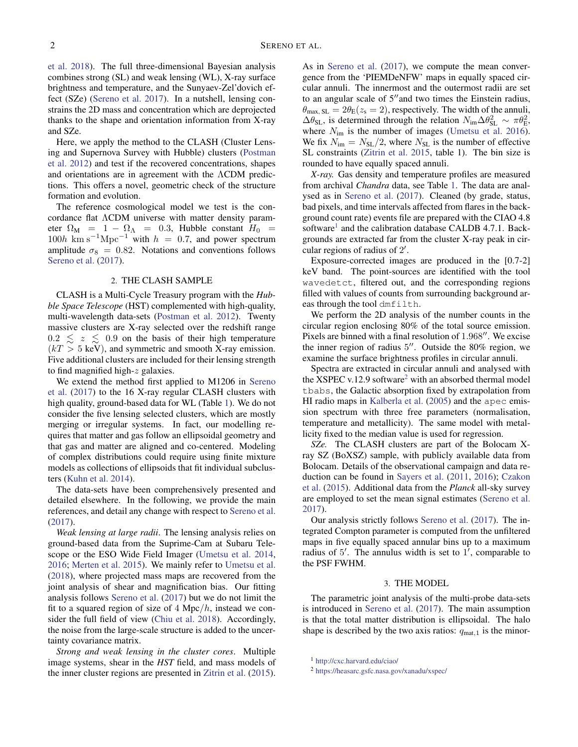et al. 2018). The full three-dimensional Bayesian analysis combines strong (SL) and weak lensing (WL), X-ray surface brightness and temperature, and the Sunyaev-Zel'dovich effect (SZe) (Sereno et al. 2017). In a nutshell, lensing constrains the 2D mass and concentration which are deprojected thanks to the shape and orientation information from X-ray and SZe.

Here, we apply the method to the CLASH (Cluster Lensing and Supernova Survey with Hubble) clusters (Postman et al. 2012) and test if the recovered concentrations, shapes and orientations are in agreement with the ΛCDM predictions. This offers a novel, geometric check of the structure formation and evolution.

The reference cosmological model we test is the concordance flat ΛCDM universe with matter density parameter $\Omega_{\rm M} = 1 - \Omega_\Lambda = 0.3$, Hubble constant $H_0 = 100h\ {\rm km\,s^{-1}Mpc^{-1}}$ with $h = 0.7$, and power spectrum amplitude $\sigma_8 = 0.82$. Notations and conventions follows Sereno et al. (2017).

## 2. THE CLASH SAMPLE

CLASH is a Multi-Cycle Treasury program with the *Hubble Space Telescope* (HST) complemented with high-quality, multi-wavelength data-sets (Postman et al. 2012). Twenty massive clusters are X-ray selected over the redshift range $0.2 \lesssim z \lesssim 0.9$ on the basis of their high temperature ($kT > 5$ keV), and symmetric and smooth X-ray emission. Five additional clusters are included for their lensing strength to find magnified high-$z$ galaxies.

We extend the method first applied to M1206 in Sereno et al. (2017) to the 16 X-ray regular CLASH clusters with high quality, ground-based data for WL (Table 1). We do not consider the five lensing selected clusters, which are mostly merging or irregular systems. In fact, our modelling requires that matter and gas follow an ellipsoidal geometry and that gas and matter are aligned and co-centered. Modeling of complex distributions could require using finite mixture models as collections of ellipsoids that fit individual subclusters (Kuhn et al. 2014).

The data-sets have been comprehensively presented and detailed elsewhere. In the following, we provide the main references, and detail any change with respect to Sereno et al. (2017).

*Weak lensing at large radii*. The lensing analysis relies on ground-based data from the Suprime-Cam at Subaru Telescope or the ESO Wide Field Imager (Umetsu et al. 2014, 2016; Merten et al. 2015). We mainly refer to Umetsu et al. (2018), where projected mass maps are recovered from the joint analysis of shear and magnification bias. Our fitting analysis follows Sereno et al. (2017) but we do not limit the fit to a squared region of size of 4 Mpc$/h$, instead we consider the full field of view (Chiu et al. 2018). Accordingly, the noise from the large-scale structure is added to the uncertainty covariance matrix.

*Strong and weak lensing in the cluster cores*. Multiple image systems, shear in the *HST* field, and mass models of the inner cluster regions are presented in Zitrin et al. (2015). As in Sereno et al. (2017), we compute the mean convergence from the 'PIEMDeNFW' maps in equally spaced circular annuli. The innermost and the outermost radii are set to an angular scale of 5″and two times the Einstein radius, $\theta_{\rm max,\,SL} = 2\theta_{\rm E}(z_{\rm s} = 2)$, respectively. The width of the annuli, $\Delta\theta_{\rm SL}$, is determined through the relation $N_{\rm im}\Delta\theta_{\rm SL}^2 \sim \pi\theta_{\rm E}^2$, where $N_{\rm im}$ is the number of images (Umetsu et al. 2016). We fix $N_{\rm im} = N_{\rm SL}/2$, where $N_{\rm SL}$ is the number of effective SL constraints (Zitrin et al. 2015, table 1). The bin size is rounded to have equally spaced annuli.

*X-ray.* Gas density and temperature profiles are measured from archival *Chandra* data, see Table 1. The data are analysed as in Sereno et al. (2017). Cleaned (by grade, status, bad pixels, and time intervals affected from flares in the background count rate) events file are prepared with the CIAO 4.8 software[1] and the calibration database CALDB 4.7.1. Backgrounds are extracted far from the cluster X-ray peak in circular regions of radius of 2′.

Exposure-corrected images are produced in the [0.7-2] keV band. The point-sources are identified with the tool `wavedetct`, filtered out, and the corresponding regions filled with values of counts from surrounding background areas through the tool `dmfilth`.

We perform the 2D analysis of the number counts in the circular region enclosing 80% of the total source emission. Pixels are binned with a final resolution of 1.968″. We excise the inner region of radius 5″. Outside the 80% region, we examine the surface brightness profiles in circular annuli.

Spectra are extracted in circular annuli and analysed with the XSPEC v.12.9 software[2] with an absorbed thermal model `tbabs`, the Galactic absorption fixed by extrapolation from HI radio maps in Kalberla et al. (2005) and the `apec` emission spectrum with three free parameters (normalisation, temperature and metallicity). The same model with metallicity fixed to the median value is used for regression.

*SZe.* The CLASH clusters are part of the Bolocam X-ray SZ (BoXSZ) sample, with publicly available data from Bolocam. Details of the observational campaign and data reduction can be found in Sayers et al. (2011, 2016); Czakon et al. (2015). Additional data from the *Planck* all-sky survey are employed to set the mean signal estimates (Sereno et al. 2017).

Our analysis strictly follows Sereno et al. (2017). The integrated Compton parameter is computed from the unfiltered maps in five equally spaced annular bins up to a maximum radius of 5′. The annulus width is set to 1′, comparable to the PSF FWHM.

## 3. THE MODEL

The parametric joint analysis of the multi-probe data-sets is introduced in Sereno et al. (2017). The main assumption is that the total matter distribution is ellipsoidal. The halo shape is described by the two axis ratios: $q_{\rm mat,1}$ is the minor-

[1] http://cxc.harvard.edu/ciao/

[2] https://heasarc.gsfc.nasa.gov/xanadu/xspec/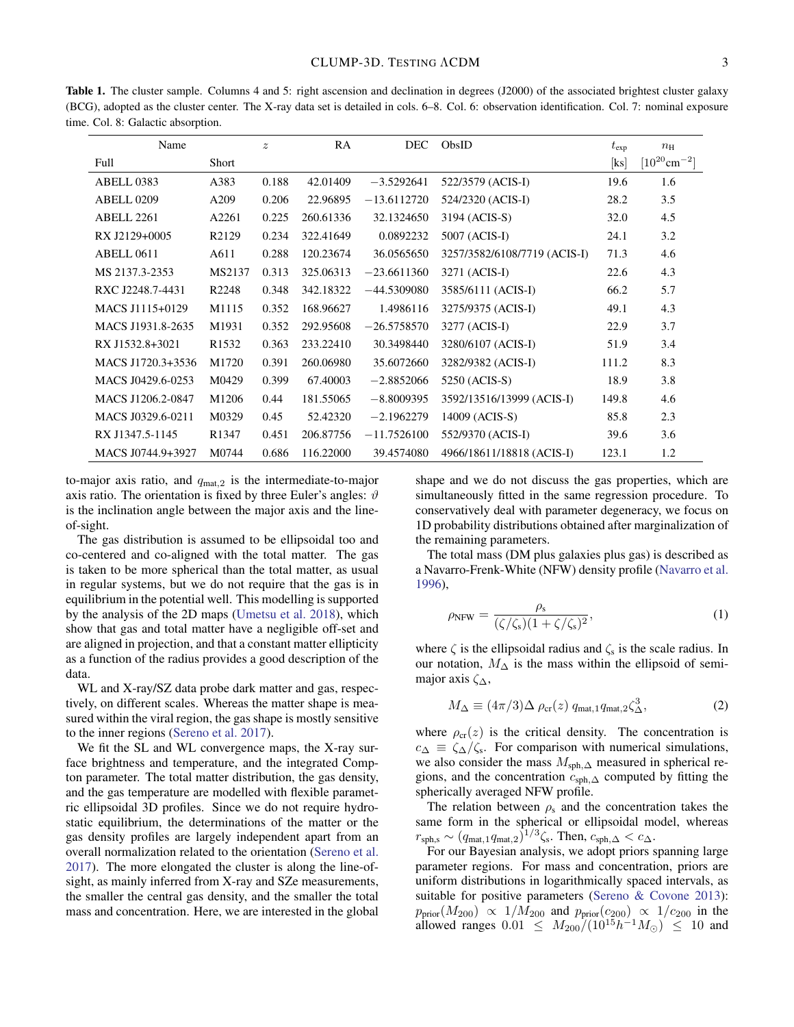**Table 1.** The cluster sample. Columns 4 and 5: right ascension and declination in degrees (J2000) of the associated brightest cluster galaxy (BCG), adopted as the cluster center. The X-ray data set is detailed in cols. 6–8. Col. 6: observation identification. Col. 7: nominal exposure time. Col. 8: Galactic absorption.

| Name | | $z$ | RA | DEC | ObsID | $t_{\rm exp}$ | $n_{\rm H}$ |
|---|---|---|---|---|---|---|---|
| Full | Short | | | | | [ks] | $[10^{20}{\rm cm}^{-2}]$ |
| ABELL 0383 | A383 | 0.188 | 42.01409 | −3.5292641 | 522/3579 (ACIS-I) | 19.6 | 1.6 |
| ABELL 0209 | A209 | 0.206 | 22.96895 | −13.6112720 | 524/2320 (ACIS-I) | 28.2 | 3.5 |
| ABELL 2261 | A2261 | 0.225 | 260.61336 | 32.1324650 | 3194 (ACIS-S) | 32.0 | 4.5 |
| RX J2129+0005 | R2129 | 0.234 | 322.41649 | 0.0892232 | 5007 (ACIS-I) | 24.1 | 3.2 |
| ABELL 0611 | A611 | 0.288 | 120.23674 | 36.0565650 | 3257/3582/6108/7719 (ACIS-I) | 71.3 | 4.6 |
| MS 2137.3-2353 | MS2137 | 0.313 | 325.06313 | −23.6611360 | 3271 (ACIS-I) | 22.6 | 4.3 |
| RXC J2248.7-4431 | R2248 | 0.348 | 342.18322 | −44.5309080 | 3585/6111 (ACIS-I) | 66.2 | 5.7 |
| MACS J1115+0129 | M1115 | 0.352 | 168.96627 | 1.4986116 | 3275/9375 (ACIS-I) | 49.1 | 4.3 |
| MACS J1931.8-2635 | M1931 | 0.352 | 292.95608 | −26.5758570 | 3277 (ACIS-I) | 22.9 | 3.7 |
| RX J1532.8+3021 | R1532 | 0.363 | 233.22410 | 30.3498440 | 3280/6107 (ACIS-I) | 51.9 | 3.4 |
| MACS J1720.3+3536 | M1720 | 0.391 | 260.06980 | 35.6072660 | 3282/9382 (ACIS-I) | 111.2 | 8.3 |
| MACS J0429.6-0253 | M0429 | 0.399 | 67.40003 | −2.8852066 | 5250 (ACIS-S) | 18.9 | 3.8 |
| MACS J1206.2-0847 | M1206 | 0.44 | 181.55065 | −8.8009395 | 3592/13516/13999 (ACIS-I) | 149.8 | 4.6 |
| MACS J0329.6-0211 | M0329 | 0.45 | 52.42320 | −2.1962279 | 14009 (ACIS-S) | 85.8 | 2.3 |
| RX J1347.5-1145 | R1347 | 0.451 | 206.87756 | −11.7526100 | 552/9370 (ACIS-I) | 39.6 | 3.6 |
| MACS J0744.9+3927 | M0744 | 0.686 | 116.22000 | 39.4574080 | 4966/18611/18818 (ACIS-I) | 123.1 | 1.2 |

to-major axis ratio, and $q_{\rm mat,2}$ is the intermediate-to-major axis ratio. The orientation is fixed by three Euler's angles: $\vartheta$ is the inclination angle between the major axis and the line-of-sight.

The gas distribution is assumed to be ellipsoidal too and co-centered and co-aligned with the total matter. The gas is taken to be more spherical than the total matter, as usual in regular systems, but we do not require that the gas is in equilibrium in the potential well. This modelling is supported by the analysis of the 2D maps (Umetsu et al. 2018), which show that gas and total matter have a negligible off-set and are aligned in projection, and that a constant matter ellipticity as a function of the radius provides a good description of the data.

WL and X-ray/SZ data probe dark matter and gas, respectively, on different scales. Whereas the matter shape is measured within the viral region, the gas shape is mostly sensitive to the inner regions (Sereno et al. 2017).

We fit the SL and WL convergence maps, the X-ray surface brightness and temperature, and the integrated Compton parameter. The total matter distribution, the gas density, and the gas temperature are modelled with flexible parametric ellipsoidal 3D profiles. Since we do not require hydrostatic equilibrium, the determinations of the matter or the gas density profiles are largely independent apart from an overall normalization related to the orientation (Sereno et al. 2017). The more elongated the cluster is along the line-of-sight, as mainly inferred from X-ray and SZe measurements, the smaller the central gas density, and the smaller the total mass and concentration. Here, we are interested in the global shape and we do not discuss the gas properties, which are simultaneously fitted in the same regression procedure. To conservatively deal with parameter degeneracy, we focus on 1D probability distributions obtained after marginalization of the remaining parameters.

The total mass (DM plus galaxies plus gas) is described as a Navarro-Frenk-White (NFW) density profile (Navarro et al. 1996),

$$\rho_{\rm NFW} = \frac{\rho_{\rm s}}{(\zeta/\zeta_{\rm s})(1+\zeta/\zeta_{\rm s})^2}, \tag{1}$$

where $\zeta$ is the ellipsoidal radius and $\zeta_{\rm s}$ is the scale radius. In our notation, $M_\Delta$ is the mass within the ellipsoid of semi-major axis $\zeta_\Delta$,

$$M_\Delta \equiv (4\pi/3)\Delta\, \rho_{\rm cr}(z)\, q_{\rm mat,1} q_{\rm mat,2} \zeta_\Delta^3, \tag{2}$$

where $\rho_{\rm cr}(z)$ is the critical density. The concentration is $c_\Delta \equiv \zeta_\Delta/\zeta_{\rm s}$. For comparison with numerical simulations, we also consider the mass $M_{{\rm sph},\Delta}$ measured in spherical regions, and the concentration $c_{{\rm sph},\Delta}$ computed by fitting the spherically averaged NFW profile.

The relation between $\rho_{\rm s}$ and the concentration takes the same form in the spherical or ellipsoidal model, whereas $r_{\rm sph,s} \sim (q_{\rm mat,1}q_{\rm mat,2})^{1/3}\zeta_{\rm s}$. Then, $c_{{\rm sph},\Delta} < c_\Delta$.

For our Bayesian analysis, we adopt priors spanning large parameter regions. For mass and concentration, priors are uniform distributions in logarithmically spaced intervals, as suitable for positive parameters (Sereno & Covone 2013): $p_{\rm prior}(M_{200}) \propto 1/M_{200}$ and $p_{\rm prior}(c_{200}) \propto 1/c_{200}$ in the allowed ranges $0.01 \le M_{200}/(10^{15}h^{-1}M_\odot) \le 10$ and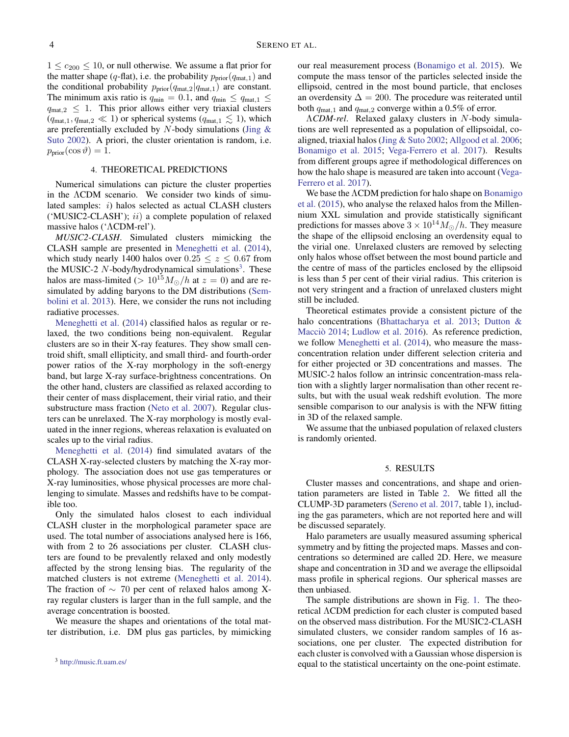$1 \leq c_{200} \leq 10$, or null otherwise. We assume a flat prior for the matter shape ($q$-flat), i.e. the probability $p_{\rm prior}(q_{\rm mat,1})$ and the conditional probability $p_{\rm prior}(q_{\rm mat,2}|q_{\rm mat,1})$ are constant. The minimum axis ratio is $q_{\rm min} = 0.1$, and $q_{\rm min} \leq q_{\rm mat,1} \leq q_{\rm mat,2} \leq 1$. This prior allows either very triaxial clusters ($q_{\rm mat,1}, q_{\rm mat,2} \ll 1$) or spherical systems ($q_{\rm mat,1} \lesssim 1$), which are preferentially excluded by $N$-body simulations (Jing & Suto 2002). A priori, the cluster orientation is random, i.e. $p_{\rm prior}(\cos\vartheta) = 1$.

## 4. THEORETICAL PREDICTIONS

Numerical simulations can picture the cluster properties in the ΛCDM scenario. We consider two kinds of simulated samples: $i)$ halos selected as actual CLASH clusters ('MUSIC2-CLASH'); $ii)$ a complete population of relaxed massive halos ('ΛCDM-rel').

*MUSIC2-CLASH*. Simulated clusters mimicking the CLASH sample are presented in Meneghetti et al. (2014), which study nearly 1400 halos over $0.25 \leq z \leq 0.67$ from the MUSIC-2 $N$-body/hydrodynamical simulations[3]. These halos are mass-limited ($> 10^{15} M_\odot/h$ at $z = 0$) and are re-simulated by adding baryons to the DM distributions (Sembolini et al. 2013). Here, we consider the runs not including radiative processes.

Meneghetti et al. (2014) classified halos as regular or relaxed, the two conditions being non-equivalent. Regular clusters are so in their X-ray features. They show small centroid shift, small ellipticity, and small third- and fourth-order power ratios of the X-ray morphology in the soft-energy band, but large X-ray surface-brightness concentrations. On the other hand, clusters are classified as relaxed according to their center of mass displacement, their virial ratio, and their substructure mass fraction (Neto et al. 2007). Regular clusters can be unrelaxed. The X-ray morphology is mostly evaluated in the inner regions, whereas relaxation is evaluated on scales up to the virial radius.

Meneghetti et al. (2014) find simulated avatars of the CLASH X-ray-selected clusters by matching the X-ray morphology. The association does not use gas temperatures or X-ray luminosities, whose physical processes are more challenging to simulate. Masses and redshifts have to be compatible too.

Only the simulated halos closest to each individual CLASH cluster in the morphological parameter space are used. The total number of associations analysed here is 166, with from 2 to 26 associations per cluster. CLASH clusters are found to be prevalently relaxed and only modestly affected by the strong lensing bias. The regularity of the matched clusters is not extreme (Meneghetti et al. 2014). The fraction of $\sim$ 70 per cent of relaxed halos among X-ray regular clusters is larger than in the full sample, and the average concentration is boosted.

We measure the shapes and orientations of the total matter distribution, i.e. DM plus gas particles, by mimicking our real measurement process (Bonamigo et al. 2015). We compute the mass tensor of the particles selected inside the ellipsoid, centred in the most bound particle, that encloses an overdensity $\Delta = 200$. The procedure was reiterated until both $q_{\rm mat,1}$ and $q_{\rm mat,2}$ converge within a 0.5% of error.

*ΛCDM-rel*. Relaxed galaxy clusters in $N$-body simulations are well represented as a population of ellipsoidal, co-aligned, triaxial halos (Jing & Suto 2002; Allgood et al. 2006; Bonamigo et al. 2015; Vega-Ferrero et al. 2017). Results from different groups agree if methodological differences on how the halo shape is measured are taken into account (Vega-Ferrero et al. 2017).

We base the ΛCDM prediction for halo shape on Bonamigo et al. (2015), who analyse the relaxed halos from the Millennium XXL simulation and provide statistically significant predictions for masses above $3 \times 10^{14} M_\odot/h$. They measure the shape of the ellipsoid enclosing an overdensity equal to the virial one. Unrelaxed clusters are removed by selecting only halos whose offset between the most bound particle and the centre of mass of the particles enclosed by the ellipsoid is less than 5 per cent of their virial radius. This criterion is not very stringent and a fraction of unrelaxed clusters might still be included.

Theoretical estimates provide a consistent picture of the halo concentrations (Bhattacharya et al. 2013; Dutton & Macciò 2014; Ludlow et al. 2016). As reference prediction, we follow Meneghetti et al. (2014), who measure the mass-concentration relation under different selection criteria and for either projected or 3D concentrations and masses. The MUSIC-2 halos follow an intrinsic concentration-mass relation with a slightly larger normalisation than other recent results, but with the usual weak redshift evolution. The more sensible comparison to our analysis is with the NFW fitting in 3D of the relaxed sample.

We assume that the unbiased population of relaxed clusters is randomly oriented.

## 5. RESULTS

Cluster masses and concentrations, and shape and orientation parameters are listed in Table 2. We fitted all the CLUMP-3D parameters (Sereno et al. 2017, table 1), including the gas parameters, which are not reported here and will be discussed separately.

Halo parameters are usually measured assuming spherical symmetry and by fitting the projected maps. Masses and concentrations so determined are called 2D. Here, we measure shape and concentration in 3D and we average the ellipsoidal mass profile in spherical regions. Our spherical masses are then unbiased.

The sample distributions are shown in Fig. 1. The theoretical ΛCDM prediction for each cluster is computed based on the observed mass distribution. For the MUSIC2-CLASH simulated clusters, we consider random samples of 16 associations, one per cluster. The expected distribution for each cluster is convolved with a Gaussian whose dispersion is equal to the statistical uncertainty on the one-point estimate.

[3] http://music.ft.uam.es/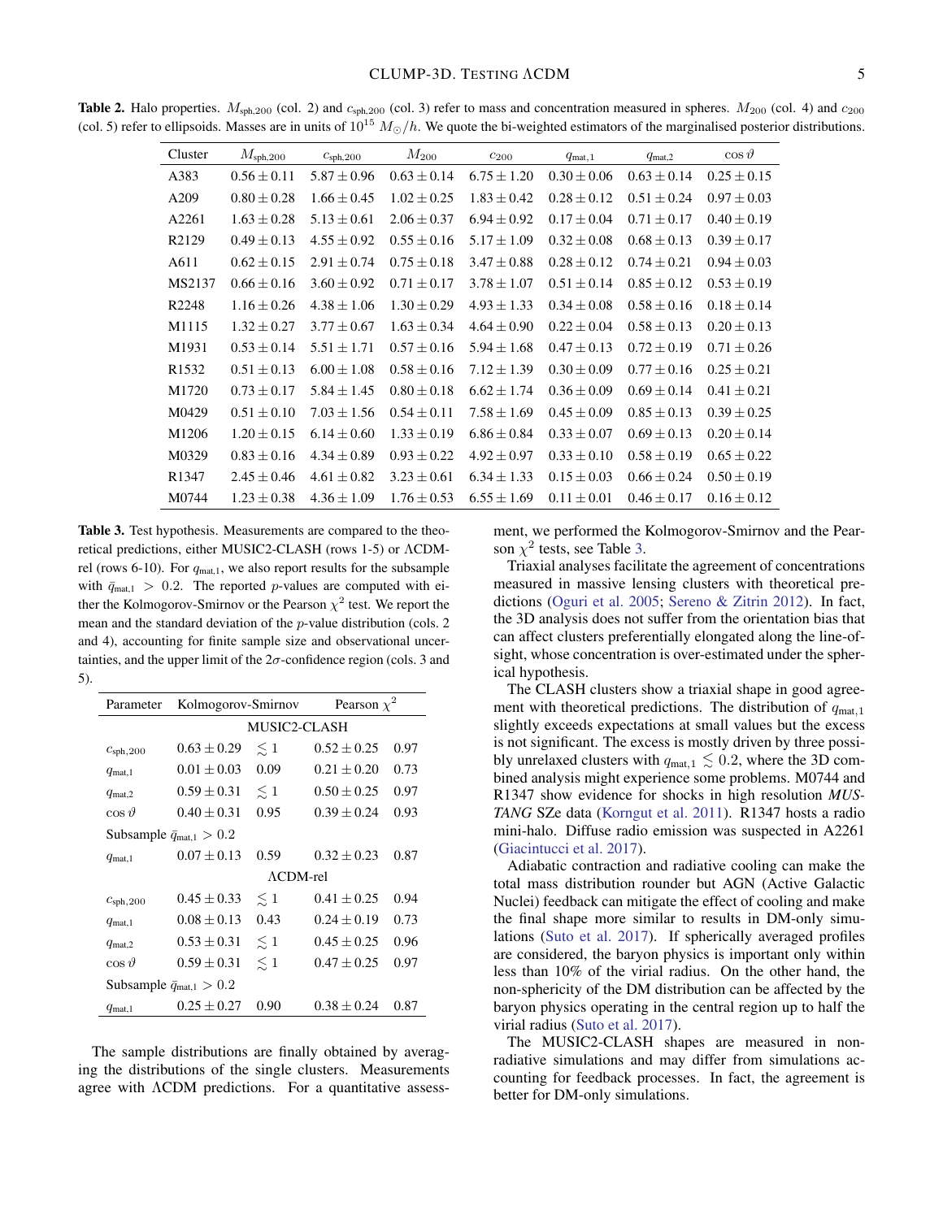**Table 2.** Halo properties. $M_{\rm sph,200}$ (col. 2) and $c_{\rm sph,200}$ (col. 3) refer to mass and concentration measured in spheres. $M_{200}$ (col. 4) and $c_{200}$ (col. 5) refer to ellipsoids. Masses are in units of $10^{15}\ M_\odot/h$. We quote the bi-weighted estimators of the marginalised posterior distributions.

| Cluster | $M_{\rm sph,200}$ | $c_{\rm sph,200}$ | $M_{200}$ | $c_{200}$ | $q_{\rm mat,1}$ | $q_{\rm mat,2}$ | $\cos\vartheta$ |
|---|---|---|---|---|---|---|---|
| A383 | $0.56 \pm 0.11$ | $5.87 \pm 0.96$ | $0.63 \pm 0.14$ | $6.75 \pm 1.20$ | $0.30 \pm 0.06$ | $0.63 \pm 0.14$ | $0.25 \pm 0.15$ |
| A209 | $0.80 \pm 0.28$ | $1.66 \pm 0.45$ | $1.02 \pm 0.25$ | $1.83 \pm 0.42$ | $0.28 \pm 0.12$ | $0.51 \pm 0.24$ | $0.97 \pm 0.03$ |
| A2261 | $1.63 \pm 0.28$ | $5.13 \pm 0.61$ | $2.06 \pm 0.37$ | $6.94 \pm 0.92$ | $0.17 \pm 0.04$ | $0.71 \pm 0.17$ | $0.40 \pm 0.19$ |
| R2129 | $0.49 \pm 0.13$ | $4.55 \pm 0.92$ | $0.55 \pm 0.16$ | $5.17 \pm 1.09$ | $0.32 \pm 0.08$ | $0.68 \pm 0.13$ | $0.39 \pm 0.17$ |
| A611 | $0.62 \pm 0.15$ | $2.91 \pm 0.74$ | $0.75 \pm 0.18$ | $3.47 \pm 0.88$ | $0.28 \pm 0.12$ | $0.74 \pm 0.21$ | $0.94 \pm 0.03$ |
| MS2137 | $0.66 \pm 0.16$ | $3.60 \pm 0.92$ | $0.71 \pm 0.17$ | $3.78 \pm 1.07$ | $0.51 \pm 0.14$ | $0.85 \pm 0.12$ | $0.53 \pm 0.19$ |
| R2248 | $1.16 \pm 0.26$ | $4.38 \pm 1.06$ | $1.30 \pm 0.29$ | $4.93 \pm 1.33$ | $0.34 \pm 0.08$ | $0.58 \pm 0.16$ | $0.18 \pm 0.14$ |
| M1115 | $1.32 \pm 0.27$ | $3.77 \pm 0.67$ | $1.63 \pm 0.34$ | $4.64 \pm 0.90$ | $0.22 \pm 0.04$ | $0.58 \pm 0.13$ | $0.20 \pm 0.13$ |
| M1931 | $0.53 \pm 0.14$ | $5.51 \pm 1.71$ | $0.57 \pm 0.16$ | $5.94 \pm 1.68$ | $0.47 \pm 0.13$ | $0.72 \pm 0.19$ | $0.71 \pm 0.26$ |
| R1532 | $0.51 \pm 0.13$ | $6.00 \pm 1.08$ | $0.58 \pm 0.16$ | $7.12 \pm 1.39$ | $0.30 \pm 0.09$ | $0.77 \pm 0.16$ | $0.25 \pm 0.21$ |
| M1720 | $0.73 \pm 0.17$ | $5.84 \pm 1.45$ | $0.80 \pm 0.18$ | $6.62 \pm 1.74$ | $0.36 \pm 0.09$ | $0.69 \pm 0.14$ | $0.41 \pm 0.21$ |
| M0429 | $0.51 \pm 0.10$ | $7.03 \pm 1.56$ | $0.54 \pm 0.11$ | $7.58 \pm 1.69$ | $0.45 \pm 0.09$ | $0.85 \pm 0.13$ | $0.39 \pm 0.25$ |
| M1206 | $1.20 \pm 0.15$ | $6.14 \pm 0.60$ | $1.33 \pm 0.19$ | $6.86 \pm 0.84$ | $0.33 \pm 0.07$ | $0.69 \pm 0.13$ | $0.20 \pm 0.14$ |
| M0329 | $0.83 \pm 0.16$ | $4.34 \pm 0.89$ | $0.93 \pm 0.22$ | $4.92 \pm 0.97$ | $0.33 \pm 0.10$ | $0.58 \pm 0.19$ | $0.65 \pm 0.22$ |
| R1347 | $2.45 \pm 0.46$ | $4.61 \pm 0.82$ | $3.23 \pm 0.61$ | $6.34 \pm 1.33$ | $0.15 \pm 0.03$ | $0.66 \pm 0.24$ | $0.50 \pm 0.19$ |
| M0744 | $1.23 \pm 0.38$ | $4.36 \pm 1.09$ | $1.76 \pm 0.53$ | $6.55 \pm 1.69$ | $0.11 \pm 0.01$ | $0.46 \pm 0.17$ | $0.16 \pm 0.12$ |

**Table 3.** Test hypothesis. Measurements are compared to the theoretical predictions, either MUSIC2-CLASH (rows 1-5) or ΛCDM-rel (rows 6-10). For $q_{\rm mat,1}$, we also report results for the subsample with $\bar{q}_{\rm mat,1} > 0.2$. The reported $p$-values are computed with either the Kolmogorov-Smirnov or the Pearson $\chi^2$ test. We report the mean and the standard deviation of the $p$-value distribution (cols. 2 and 4), accounting for finite sample size and observational uncertainties, and the upper limit of the $2\sigma$-confidence region (cols. 3 and 5).

| Parameter | Kolmogorov-Smirnov | | Pearson $\chi^2$ | |
|---|---|---|---|---|
| | MUSIC2-CLASH | | | |
| $c_{\rm sph,200}$ | $0.63 \pm 0.29$ | $\lesssim 1$ | $0.52 \pm 0.25$ | 0.97 |
| $q_{\rm mat,1}$ | $0.01 \pm 0.03$ | 0.09 | $0.21 \pm 0.20$ | 0.73 |
| $q_{\rm mat,2}$ | $0.59 \pm 0.31$ | $\lesssim 1$ | $0.50 \pm 0.25$ | 0.97 |
| $\cos\vartheta$ | $0.40 \pm 0.31$ | 0.95 | $0.39 \pm 0.24$ | 0.93 |
| Subsample $\bar{q}_{\rm mat,1} > 0.2$ | | | | |
| $q_{\rm mat,1}$ | $0.07 \pm 0.13$ | 0.59 | $0.32 \pm 0.23$ | 0.87 |
| | ΛCDM-rel | | | |
| $c_{\rm sph,200}$ | $0.45 \pm 0.33$ | $\lesssim 1$ | $0.41 \pm 0.25$ | 0.94 |
| $q_{\rm mat,1}$ | $0.08 \pm 0.13$ | 0.43 | $0.24 \pm 0.19$ | 0.73 |
| $q_{\rm mat,2}$ | $0.53 \pm 0.31$ | $\lesssim 1$ | $0.45 \pm 0.25$ | 0.96 |
| $\cos\vartheta$ | $0.59 \pm 0.31$ | $\lesssim 1$ | $0.47 \pm 0.25$ | 0.97 |
| Subsample $\bar{q}_{\rm mat,1} > 0.2$ | | | | |
| $q_{\rm mat,1}$ | $0.25 \pm 0.27$ | 0.90 | $0.38 \pm 0.24$ | 0.87 |

The sample distributions are finally obtained by averaging the distributions of the single clusters. Measurements agree with ΛCDM predictions. For a quantitative assessment, we performed the Kolmogorov-Smirnov and the Pearson $\chi^2$ tests, see Table 3.

Triaxial analyses facilitate the agreement of concentrations measured in massive lensing clusters with theoretical predictions (Oguri et al. 2005; Sereno & Zitrin 2012). In fact, the 3D analysis does not suffer from the orientation bias that can affect clusters preferentially elongated along the line-of-sight, whose concentration is over-estimated under the spherical hypothesis.

The CLASH clusters show a triaxial shape in good agreement with theoretical predictions. The distribution of $q_{\rm mat,1}$ slightly exceeds expectations at small values but the excess is not significant. The excess is mostly driven by three possibly unrelaxed clusters with $q_{\rm mat,1} \lesssim 0.2$, where the 3D combined analysis might experience some problems. M0744 and R1347 show evidence for shocks in high resolution *MUSTANG* SZe data (Korngut et al. 2011). R1347 hosts a radio mini-halo. Diffuse radio emission was suspected in A2261 (Giacintucci et al. 2017).

Adiabatic contraction and radiative cooling can make the total mass distribution rounder but AGN (Active Galactic Nuclei) feedback can mitigate the effect of cooling and make the final shape more similar to results in DM-only simulations (Suto et al. 2017). If spherically averaged profiles are considered, the baryon physics is important only within less than 10% of the virial radius. On the other hand, the non-sphericity of the DM distribution can be affected by the baryon physics operating in the central region up to half the virial radius (Suto et al. 2017).

The MUSIC2-CLASH shapes are measured in non-radiative simulations and may differ from simulations accounting for feedback processes. In fact, the agreement is better for DM-only simulations.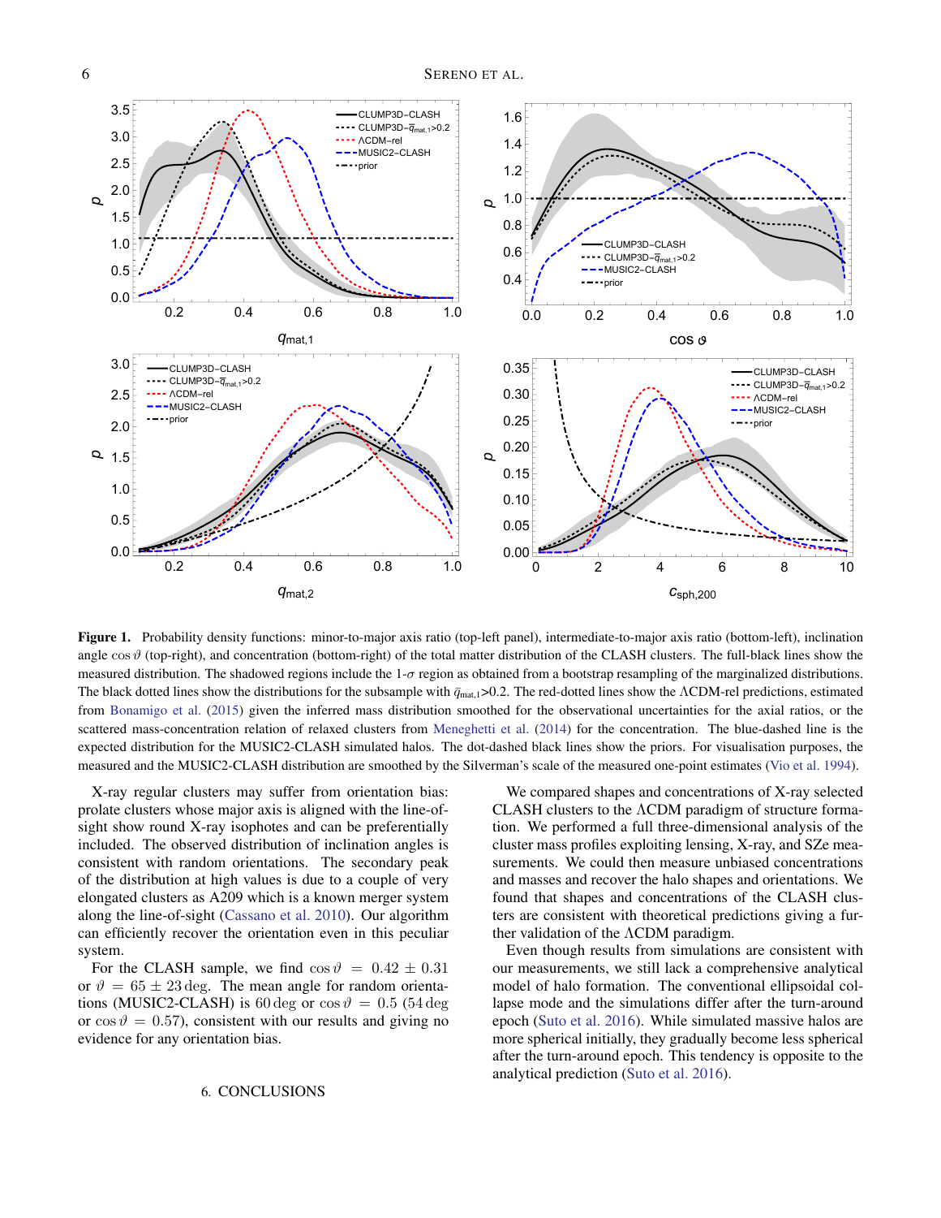**Figure 1.** Probability density functions: minor-to-major axis ratio (top-left panel), intermediate-to-major axis ratio (bottom-left), inclination angle $\cos\vartheta$ (top-right), and concentration (bottom-right) of the total matter distribution of the CLASH clusters. The full-black lines show the measured distribution. The shadowed regions include the 1-$\sigma$ region as obtained from a bootstrap resampling of the marginalized distributions. The black dotted lines show the distributions for the subsample with $\bar{q}_{\text{mat},1}$>0.2. The red-dotted lines show the ΛCDM-rel predictions, estimated from Bonamigo et al. (2015) given the inferred mass distribution smoothed for the observational uncertainties for the axial ratios, or the scattered mass-concentration relation of relaxed clusters from Meneghetti et al. (2014) for the concentration. The blue-dashed line is the expected distribution for the MUSIC2-CLASH simulated halos. The dot-dashed black lines show the priors. For visualisation purposes, the measured and the MUSIC2-CLASH distribution are smoothed by the Silverman's scale of the measured one-point estimates (Vio et al. 1994).

X-ray regular clusters may suffer from orientation bias: prolate clusters whose major axis is aligned with the line-of-sight show round X-ray isophotes and can be preferentially included. The observed distribution of inclination angles is consistent with random orientations. The secondary peak of the distribution at high values is due to a couple of very elongated clusters as A209 which is a known merger system along the line-of-sight (Cassano et al. 2010). Our algorithm can efficiently recover the orientation even in this peculiar system.

For the CLASH sample, we find $\cos\vartheta = 0.42 \pm 0.31$ or $\vartheta = 65 \pm 23$ deg. The mean angle for random orientations (MUSIC2-CLASH) is 60 deg or $\cos\vartheta = 0.5$ (54 deg or $\cos\vartheta = 0.57$), consistent with our results and giving no evidence for any orientation bias.

## 6. CONCLUSIONS

We compared shapes and concentrations of X-ray selected CLASH clusters to the ΛCDM paradigm of structure formation. We performed a full three-dimensional analysis of the cluster mass profiles exploiting lensing, X-ray, and SZe measurements. We could then measure unbiased concentrations and masses and recover the halo shapes and orientations. We found that shapes and concentrations of the CLASH clusters are consistent with theoretical predictions giving a further validation of the ΛCDM paradigm.

Even though results from simulations are consistent with our measurements, we still lack a comprehensive analytical model of halo formation. The conventional ellipsoidal collapse mode and the simulations differ after the turn-around epoch (Suto et al. 2016). While simulated massive halos are more spherical initially, they gradually become less spherical after the turn-around epoch. This tendency is opposite to the analytical prediction (Suto et al. 2016).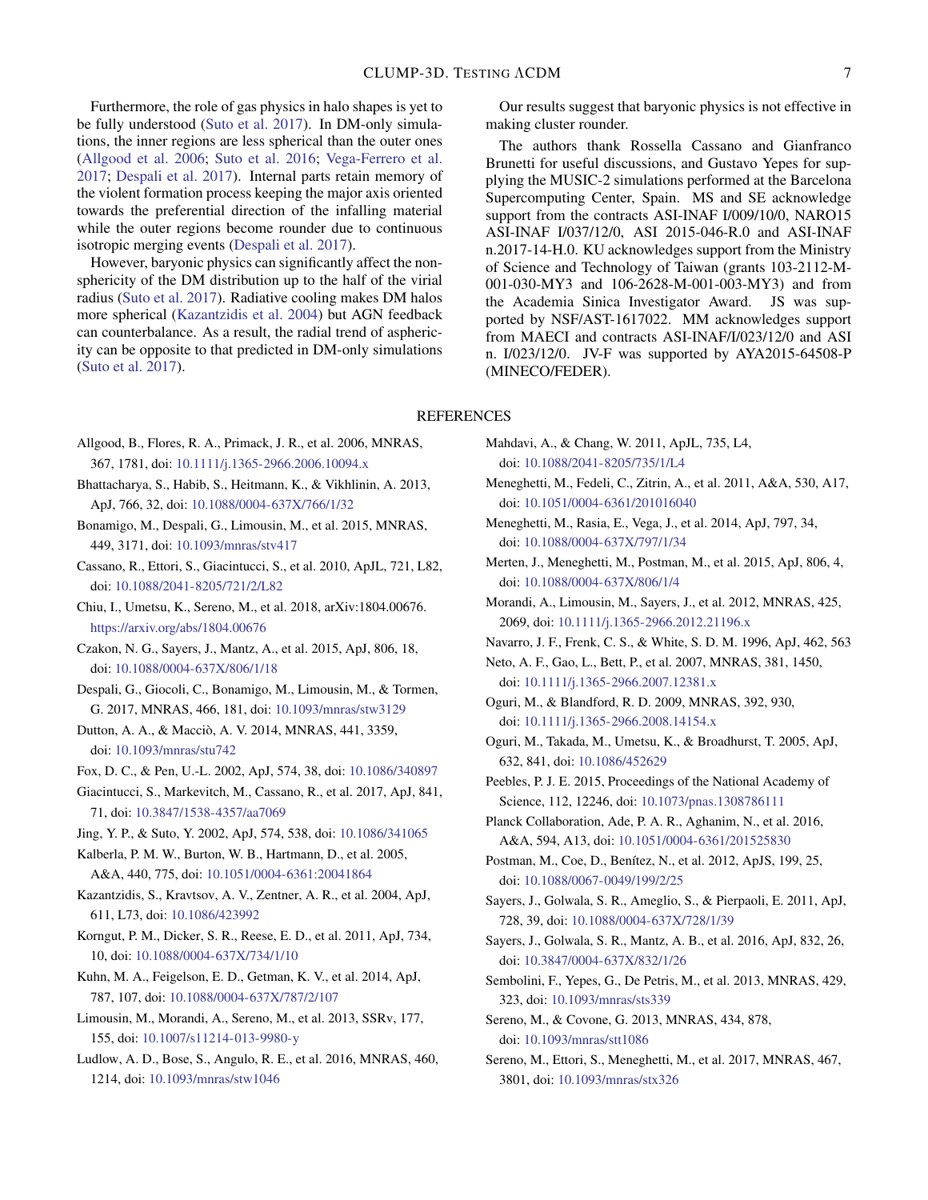Furthermore, the role of gas physics in halo shapes is yet to be fully understood (Suto et al. 2017). In DM-only simulations, the inner regions are less spherical than the outer ones (Allgood et al. 2006; Suto et al. 2016; Vega-Ferrero et al. 2017; Despali et al. 2017). Internal parts retain memory of the violent formation process keeping the major axis oriented towards the preferential direction of the infalling material while the outer regions become rounder due to continuous isotropic merging events (Despali et al. 2017).

However, baryonic physics can significantly affect the non-sphericity of the DM distribution up to the half of the virial radius (Suto et al. 2017). Radiative cooling makes DM halos more spherical (Kazantzidis et al. 2004) but AGN feedback can counterbalance. As a result, the radial trend of asphericity can be opposite to that predicted in DM-only simulations (Suto et al. 2017).

Our results suggest that baryonic physics is not effective in making cluster rounder.

The authors thank Rossella Cassano and Gianfranco Brunetti for useful discussions, and Gustavo Yepes for supplying the MUSIC-2 simulations performed at the Barcelona Supercomputing Center, Spain. MS and SE acknowledge support from the contracts ASI-INAF I/009/10/0, NARO15 ASI-INAF I/037/12/0, ASI 2015-046-R.0 and ASI-INAF n.2017-14-H.0. KU acknowledges support from the Ministry of Science and Technology of Taiwan (grants 103-2112-M-001-030-MY3 and 106-2628-M-001-003-MY3) and from the Academia Sinica Investigator Award. JS was supported by NSF/AST-1617022. MM acknowledges support from MAECI and contracts ASI-INAF/I/023/12/0 and ASI n. I/023/12/0. JV-F was supported by AYA2015-64508-P (MINECO/FEDER).

## REFERENCES

Allgood, B., Flores, R. A., Primack, J. R., et al. 2006, MNRAS, 367, 1781, doi: 10.1111/j.1365-2966.2006.10094.x

Bhattacharya, S., Habib, S., Heitmann, K., & Vikhlinin, A. 2013, ApJ, 766, 32, doi: 10.1088/0004-637X/766/1/32

Bonamigo, M., Despali, G., Limousin, M., et al. 2015, MNRAS, 449, 3171, doi: 10.1093/mnras/stv417

Cassano, R., Ettori, S., Giacintucci, S., et al. 2010, ApJL, 721, L82, doi: 10.1088/2041-8205/721/2/L82

Chiu, I., Umetsu, K., Sereno, M., et al. 2018, arXiv:1804.00676. https://arxiv.org/abs/1804.00676

Czakon, N. G., Sayers, J., Mantz, A., et al. 2015, ApJ, 806, 18, doi: 10.1088/0004-637X/806/1/18

Despali, G., Giocoli, C., Bonamigo, M., Limousin, M., & Tormen, G. 2017, MNRAS, 466, 181, doi: 10.1093/mnras/stw3129

Dutton, A. A., & Macciò, A. V. 2014, MNRAS, 441, 3359, doi: 10.1093/mnras/stu742

Fox, D. C., & Pen, U.-L. 2002, ApJ, 574, 38, doi: 10.1086/340897

Giacintucci, S., Markevitch, M., Cassano, R., et al. 2017, ApJ, 841, 71, doi: 10.3847/1538-4357/aa7069

Jing, Y. P., & Suto, Y. 2002, ApJ, 574, 538, doi: 10.1086/341065

Kalberla, P. M. W., Burton, W. B., Hartmann, D., et al. 2005, A&A, 440, 775, doi: 10.1051/0004-6361:20041864

Kazantzidis, S., Kravtsov, A. V., Zentner, A. R., et al. 2004, ApJ, 611, L73, doi: 10.1086/423992

Korngut, P. M., Dicker, S. R., Reese, E. D., et al. 2011, ApJ, 734, 10, doi: 10.1088/0004-637X/734/1/10

Kuhn, M. A., Feigelson, E. D., Getman, K. V., et al. 2014, ApJ, 787, 107, doi: 10.1088/0004-637X/787/2/107

Limousin, M., Morandi, A., Sereno, M., et al. 2013, SSRv, 177, 155, doi: 10.1007/s11214-013-9980-y

Ludlow, A. D., Bose, S., Angulo, R. E., et al. 2016, MNRAS, 460, 1214, doi: 10.1093/mnras/stw1046

Mahdavi, A., & Chang, W. 2011, ApJL, 735, L4, doi: 10.1088/2041-8205/735/1/L4

Meneghetti, M., Fedeli, C., Zitrin, A., et al. 2011, A&A, 530, A17, doi: 10.1051/0004-6361/201016040

Meneghetti, M., Rasia, E., Vega, J., et al. 2014, ApJ, 797, 34, doi: 10.1088/0004-637X/797/1/34

Merten, J., Meneghetti, M., Postman, M., et al. 2015, ApJ, 806, 4, doi: 10.1088/0004-637X/806/1/4

Morandi, A., Limousin, M., Sayers, J., et al. 2012, MNRAS, 425, 2069, doi: 10.1111/j.1365-2966.2012.21196.x

Navarro, J. F., Frenk, C. S., & White, S. D. M. 1996, ApJ, 462, 563

Neto, A. F., Gao, L., Bett, P., et al. 2007, MNRAS, 381, 1450, doi: 10.1111/j.1365-2966.2007.12381.x

Oguri, M., & Blandford, R. D. 2009, MNRAS, 392, 930, doi: 10.1111/j.1365-2966.2008.14154.x

Oguri, M., Takada, M., Umetsu, K., & Broadhurst, T. 2005, ApJ, 632, 841, doi: 10.1086/452629

Peebles, P. J. E. 2015, Proceedings of the National Academy of Science, 112, 12246, doi: 10.1073/pnas.1308786111

Planck Collaboration, Ade, P. A. R., Aghanim, N., et al. 2016, A&A, 594, A13, doi: 10.1051/0004-6361/201525830

Postman, M., Coe, D., Benítez, N., et al. 2012, ApJS, 199, 25, doi: 10.1088/0067-0049/199/2/25

Sayers, J., Golwala, S. R., Ameglio, S., & Pierpaoli, E. 2011, ApJ, 728, 39, doi: 10.1088/0004-637X/728/1/39

Sayers, J., Golwala, S. R., Mantz, A. B., et al. 2016, ApJ, 832, 26, doi: 10.3847/0004-637X/832/1/26

Sembolini, F., Yepes, G., De Petris, M., et al. 2013, MNRAS, 429, 323, doi: 10.1093/mnras/sts339

Sereno, M., & Covone, G. 2013, MNRAS, 434, 878, doi: 10.1093/mnras/stt1086

Sereno, M., Ettori, S., Meneghetti, M., et al. 2017, MNRAS, 467, 3801, doi: 10.1093/mnras/stx326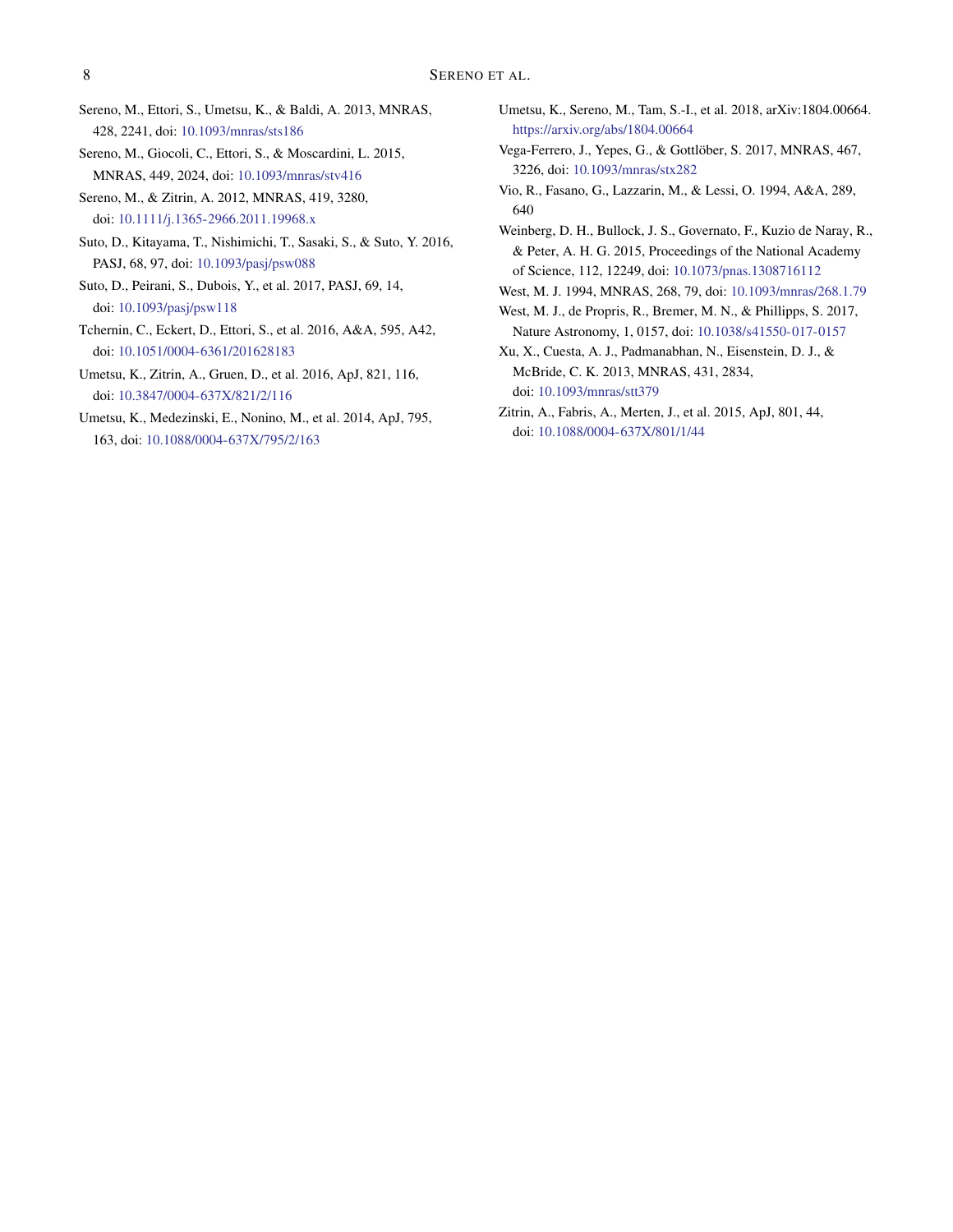Sereno, M., Ettori, S., Umetsu, K., & Baldi, A. 2013, MNRAS, 428, 2241, doi: 10.1093/mnras/sts186

Sereno, M., Giocoli, C., Ettori, S., & Moscardini, L. 2015, MNRAS, 449, 2024, doi: 10.1093/mnras/stv416

Sereno, M., & Zitrin, A. 2012, MNRAS, 419, 3280, doi: 10.1111/j.1365-2966.2011.19968.x

Suto, D., Kitayama, T., Nishimichi, T., Sasaki, S., & Suto, Y. 2016, PASJ, 68, 97, doi: 10.1093/pasj/psw088

Suto, D., Peirani, S., Dubois, Y., et al. 2017, PASJ, 69, 14, doi: 10.1093/pasj/psw118

Tchernin, C., Eckert, D., Ettori, S., et al. 2016, A&A, 595, A42, doi: 10.1051/0004-6361/201628183

Umetsu, K., Zitrin, A., Gruen, D., et al. 2016, ApJ, 821, 116, doi: 10.3847/0004-637X/821/2/116

Umetsu, K., Medezinski, E., Nonino, M., et al. 2014, ApJ, 795, 163, doi: 10.1088/0004-637X/795/2/163

Umetsu, K., Sereno, M., Tam, S.-I., et al. 2018, arXiv:1804.00664. https://arxiv.org/abs/1804.00664

Vega-Ferrero, J., Yepes, G., & Gottlöber, S. 2017, MNRAS, 467, 3226, doi: 10.1093/mnras/stx282

Vio, R., Fasano, G., Lazzarin, M., & Lessi, O. 1994, A&A, 289, 640

Weinberg, D. H., Bullock, J. S., Governato, F., Kuzio de Naray, R., & Peter, A. H. G. 2015, Proceedings of the National Academy of Science, 112, 12249, doi: 10.1073/pnas.1308716112

West, M. J. 1994, MNRAS, 268, 79, doi: 10.1093/mnras/268.1.79

West, M. J., de Propris, R., Bremer, M. N., & Phillipps, S. 2017, Nature Astronomy, 1, 0157, doi: 10.1038/s41550-017-0157

Xu, X., Cuesta, A. J., Padmanabhan, N., Eisenstein, D. J., & McBride, C. K. 2013, MNRAS, 431, 2834, doi: 10.1093/mnras/stt379

Zitrin, A., Fabris, A., Merten, J., et al. 2015, ApJ, 801, 44, doi: 10.1088/0004-637X/801/1/44